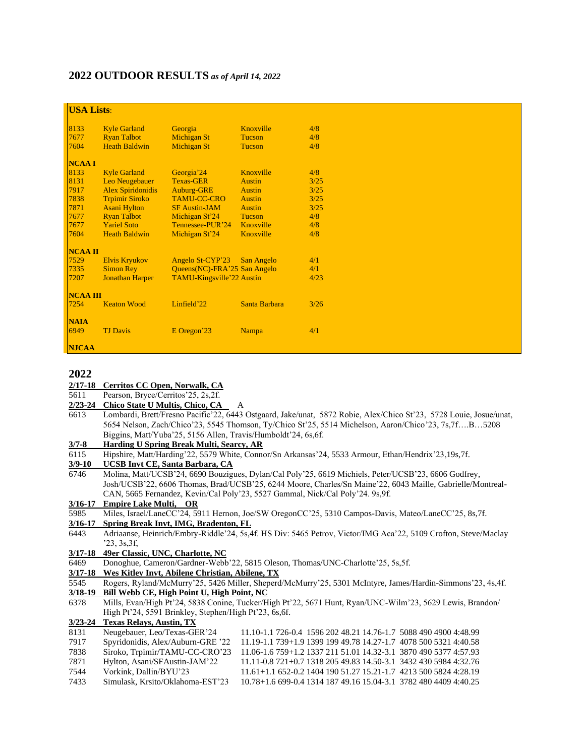## 2022 OUTDOOR RESULTS *as of April 14, 2022*

**USA Lists**:

| | | | | |
|---|---|---|---|---|
| 8133 | Kyle Garland | Georgia | Knoxville | 4/8 |
| 7677 | Ryan Talbot | Michigan St | Tucson | 4/8 |
| 7604 | Heath Baldwin | Michigan St | Tucson | 4/8 |
| **NCAA I** | | | | |
| 8133 | Kyle Garland | Georgia'24 | Knoxville | 4/8 |
| 8131 | Leo Neugebauer | Texas-GER | Austin | 3/25 |
| 7917 | Alex Spiridonidis | Auburg-GRE | Austin | 3/25 |
| 7838 | Trpimir Siroko | TAMU-CC-CRO | Austin | 3/25 |
| 7871 | Asani Hylton | SF Austin-JAM | Austin | 3/25 |
| 7677 | Ryan Talbot | Michigan St'24 | Tucson | 4/8 |
| 7677 | Yariel Soto | Tennessee-PUR'24 | Knoxville | 4/8 |
| 7604 | Heath Baldwin | Michigan St'24 | Knoxville | 4/8 |
| **NCAA II** | | | | |
| 7529 | Elvis Kryukov | Angelo St-CYP'23 | San Angelo | 4/1 |
| 7335 | Simon Rey | Queens(NC)-FRA'25 | San Angelo | 4/1 |
| 7207 | Jonathan Harper | TAMU-Kingsville'22 | Austin | 4/23 |
| **NCAA III** | | | | |
| 7254 | Keaton Wood | Linfield'22 | Santa Barbara | 3/26 |
| **NAIA** | | | | |
| 6949 | TJ Davis | E Oregon'23 | Nampa | 4/1 |
| **NJCAA** | | | | |

## 2022

**2/17-18 Cerritos CC Open, Norwalk, CA**

5611 Pearson, Bryce/Cerritos'25, 2s,2f.

**2/23-24 Chico State U Multis, Chico, CA** A

6613 Lombardi, Brett/Fresno Pacific'22, 6443 Ostgaard, Jake/unat, 5872 Robie, Alex/Chico St'23, 5728 Louie, Josue/unat, 5654 Nelson, Zach/Chico'23, 5545 Thomson, Ty/Chico St'25, 5514 Michelson, Aaron/Chico'23, 7s,7f….B…5208 Biggins, Matt/Yuba'25, 5156 Allen, Travis/Humboldt'24, 6s,6f.

**3/7-8 Harding U Spring Break Multi, Searcy, AR**

6115 Hipshire, Matt/Harding'22, 5579 White, Connor/Sn Arkansas'24, 5533 Armour, Ethan/Hendrix'23,19s,7f.

**3/9-10 UCSB Invt CE, Santa Barbara, CA**

6746 Molina, Matt/UCSB'24, 6690 Bouzigues, Dylan/Cal Poly'25, 6619 Michiels, Peter/UCSB'23, 6606 Godfrey, Josh/UCSB'22, 6606 Thomas, Brad/UCSB'25, 6244 Moore, Charles/Sn Maine'22, 6043 Maille, Gabrielle/Montreal-CAN, 5665 Fernandez, Kevin/Cal Poly'23, 5527 Gammal, Nick/Cal Poly'24. 9s,9f.

**3/16-17 Empire Lake Multi, OR**

5985 Miles, Israel/LaneCC'24, 5911 Hernon, Joe/SW OregonCC'25, 5310 Campos-Davis, Mateo/LaneCC'25, 8s,7f.

**3/16-17 Spring Break Invt, IMG, Bradenton, FL**

6443 Adriaanse, Heinrich/Embry-Riddle'24, 5s,4f. HS Div: 5465 Petrov, Victor/IMG Aca'22, 5109 Crofton, Steve/Maclay '23, 3s,3f,

**3/17-18 49er Classic, UNC, Charlotte, NC**

6469 Donoghue, Cameron/Gardner-Webb'22, 5815 Oleson, Thomas/UNC-Charlotte'25, 5s,5f.

**3/17-18 Wes Kitley Invt, Abilene Christian, Abilene, TX**

5545 Rogers, Ryland/McMurry'25, 5426 Miller, Sheperd/McMurry'25, 5301 McIntyre, James/Hardin-Simmons'23, 4s,4f.

**3/18-19 Bill Webb CE, High Point U, High Point, NC**

6378 Mills, Evan/High Pt'24, 5838 Conine, Tucker/High Pt'22, 5671 Hunt, Ryan/UNC-Wilm'23, 5629 Lewis, Brandon/ High Pt'24, 5591 Brinkley, Stephen/High Pt'23, 6s,6f.

**3/23-24 Texas Relays, Austin, TX**

| | | |
|---|---|---|
| 8131 | Neugebauer, Leo/Texas-GER'24 | 11.10-1.1 726-0.4 1596 202 48.21 14.76-1.7 5088 490 4900 4:48.99 |
| 7917 | Spyridonidis, Alex/Auburn-GRE '22 | 11.19-1.1 739+1.9 1399 199 49.78 14.27-1.7 4078 500 5321 4:40.58 |
| 7838 | Siroko, Trpimir/TAMU-CC-CRO'23 | 11.06-1.6 759+1.2 1337 211 51.01 14.32-3.1 3870 490 5377 4:57.93 |
| 7871 | Hylton, Asani/SFAustin-JAM'22 | 11.11-0.8 721+0.7 1318 205 49.83 14.50-3.1 3432 430 5984 4:32.76 |
| 7544 | Vorkink, Dallin/BYU'23 | 11.61+1.1 652-0.2 1404 190 51.27 15.21-1.7 4213 500 5824 4:28.19 |
| 7433 | Simulask, Krsito/Oklahoma-EST'23 | 10.78+1.6 699-0.4 1314 187 49.16 15.04-3.1 3782 480 4409 4:40.25 |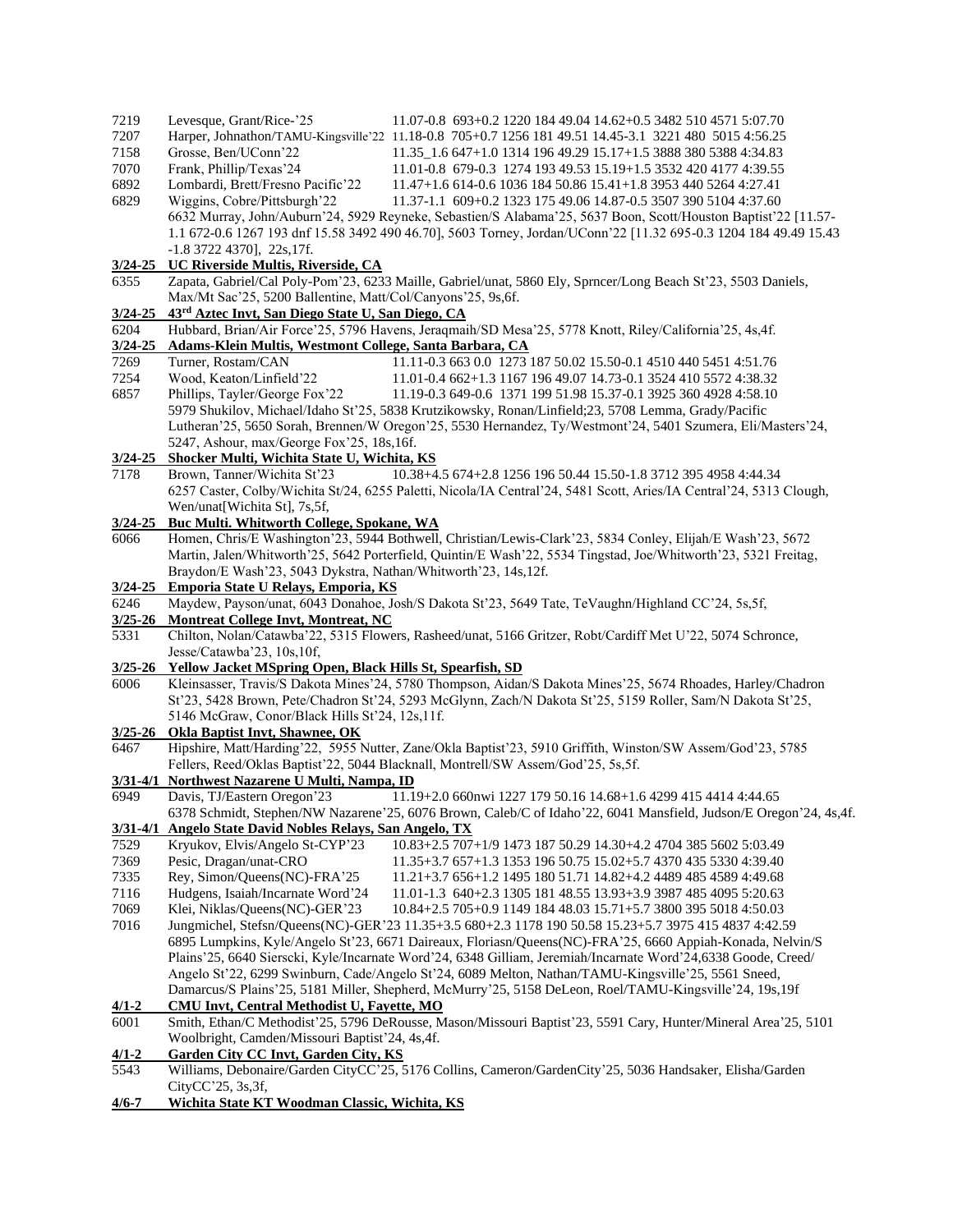7219 Levesque, Grant/Rice-'25 11.07-0.8 693+0.2 1220 184 49.04 14.62+0.5 3482 510 4571 5:07.70
7207 Harper, Johnathon/TAMU-Kingsville'22 11.18-0.8 705+0.7 1256 181 49.51 14.45-3.1 3221 480 5015 4:56.25
7158 Grosse, Ben/UConn'22 11.35_1.6 647+1.0 1314 196 49.29 15.17+1.5 3888 380 5388 4:34.83
7070 Frank, Phillip/Texas'24 11.01-0.8 679-0.3 1274 193 49.53 15.19+1.5 3532 420 4177 4:39.55
6892 Lombardi, Brett/Fresno Pacific'22 11.47+1.6 614-0.6 1036 184 50.86 15.41+1.8 3953 440 5264 4:27.41
6829 Wiggins, Cobre/Pittsburgh'22 11.37-1.1 609+0.2 1323 175 49.06 14.87-0.5 3507 390 5104 4:37.60
6632 Murray, John/Auburn'24, 5929 Reyneke, Sebastien/S Alabama'25, 5637 Boon, Scott/Houston Baptist'22 [11.57-1.1 672-0.6 1267 193 dnf 15.58 3492 490 46.70], 5603 Torney, Jordan/UConn'22 [11.32 695-0.3 1204 184 49.49 15.43 -1.8 3722 4370], 22s,17f.

**3/24-25 UC Riverside Multis, Riverside, CA**

6355 Zapata, Gabriel/Cal Poly-Pom'23, 6233 Maille, Gabriel/unat, 5860 Ely, Sprncer/Long Beach St'23, 5503 Daniels, Max/Mt Sac'25, 5200 Ballentine, Matt/Col/Canyons'25, 9s,6f.

**3/24-25 43rd Aztec Invt, San Diego State U, San Diego, CA**

6204 Hubbard, Brian/Air Force'25, 5796 Havens, Jeraqmaih/SD Mesa'25, 5778 Knott, Riley/California'25, 4s,4f.

**3/24-25 Adams-Klein Multis, Westmont College, Santa Barbara, CA**

7269 Turner, Rostam/CAN 11.11-0.3 663 0.0 1273 187 50.02 15.50-0.1 4510 440 5451 4:51.76
7254 Wood, Keaton/Linfield'22 11.01-0.4 662+1.3 1167 196 49.07 14.73-0.1 3524 410 5572 4:38.32
6857 Phillips, Tayler/George Fox'22 11.19-0.3 649-0.6 1371 199 51.98 15.37-0.1 3925 360 4928 4:58.10
5979 Shukilov, Michael/Idaho St'25, 5838 Krutzikowsky, Ronan/Linfield;23, 5708 Lemma, Grady/Pacific Lutheran'25, 5650 Sorah, Brennen/W Oregon'25, 5530 Hernandez, Ty/Westmont'24, 5401 Szumera, Eli/Masters'24, 5247, Ashour, max/George Fox'25, 18s,16f.

**3/24-25 Shocker Multi, Wichita State U, Wichita, KS**

7178 Brown, Tanner/Wichita St'23 10.38+4.5 674+2.8 1256 196 50.44 15.50-1.8 3712 395 4958 4:44.34
6257 Caster, Colby/Wichita St/24, 6255 Paletti, Nicola/IA Central'24, 5481 Scott, Aries/IA Central'24, 5313 Clough, Wen/unat[Wichita St], 7s,5f,

**3/24-25 Buc Multi. Whitworth College, Spokane, WA**

6066 Homen, Chris/E Washington'23, 5944 Bothwell, Christian/Lewis-Clark'23, 5834 Conley, Elijah/E Wash'23, 5672 Martin, Jalen/Whitworth'25, 5642 Porterfield, Quintin/E Wash'22, 5534 Tingstad, Joe/Whitworth'23, 5321 Freitag, Braydon/E Wash'23, 5043 Dykstra, Nathan/Whitworth'23, 14s,12f.

**3/24-25 Emporia State U Relays, Emporia, KS**

6246 Maydew, Payson/unat, 6043 Donahoe, Josh/S Dakota St'23, 5649 Tate, TeVaughn/Highland CC'24, 5s,5f,

**3/25-26 Montreat College Invt, Montreat, NC**

5331 Chilton, Nolan/Catawba'22, 5315 Flowers, Rasheed/unat, 5166 Gritzer, Robt/Cardiff Met U'22, 5074 Schronce, Jesse/Catawba'23, 10s,10f,

**3/25-26 Yellow Jacket MSpring Open, Black Hills St, Spearfish, SD**

6006 Kleinsasser, Travis/S Dakota Mines'24, 5780 Thompson, Aidan/S Dakota Mines'25, 5674 Rhoades, Harley/Chadron St'23, 5428 Brown, Pete/Chadron St'24, 5293 McGlynn, Zach/N Dakota St'25, 5159 Roller, Sam/N Dakota St'25, 5146 McGraw, Conor/Black Hills St'24, 12s,11f.

**3/25-26 Okla Baptist Invt, Shawnee, OK**

6467 Hipshire, Matt/Harding'22, 5955 Nutter, Zane/Okla Baptist'23, 5910 Griffith, Winston/SW Assem/God'23, 5785 Fellers, Reed/Oklas Baptist'22, 5044 Blacknall, Montrell/SW Assem/God'25, 5s,5f.

**3/31-4/1 Northwest Nazarene U Multi, Nampa, ID**

6949 Davis, TJ/Eastern Oregon'23 11.19+2.0 660nwi 1227 179 50.16 14.68+1.6 4299 415 4414 4:44.65
6378 Schmidt, Stephen/NW Nazarene'25, 6076 Brown, Caleb/C of Idaho'22, 6041 Mansfield, Judson/E Oregon'24, 4s,4f.

**3/31-4/1 Angelo State David Nobles Relays, San Angelo, TX**

7529 Kryukov, Elvis/Angelo St-CYP'23 10.83+2.5 707+1/9 1473 187 50.29 14.30+4.2 4704 385 5602 5:03.49
7369 Pesic, Dragan/unat-CRO 11.35+3.7 657+1.3 1353 196 50.75 15.02+5.7 4370 435 5330 4:39.40
7335 Rey, Simon/Queens(NC)-FRA'25 11.21+3.7 656+1.2 1495 180 51.71 14.82+4.2 4489 485 4589 4:49.68
7116 Hudgens, Isaiah/Incarnate Word'24 11.01-1.3 640+2.3 1305 181 48.55 13.93+3.9 3987 485 4095 5:20.63
7069 Klei, Niklas/Queens(NC)-GER'23 10.84+2.5 705+0.9 1149 184 48.03 15.71+5.7 3800 395 5018 4:50.03
7016 Jungmichel, Stefsn(Queens(NC)-GER'23 11.35+3.5 680+2.3 1178 190 50.58 15.23+5.7 3975 415 4837 4:42.59
6895 Lumpkins, Kyle/Angelo St'23, 6671 Daireaux, Floriasn/Queens(NC)-FRA'25, 6660 Appiah-Konada, Nelvin/S Plains'25, 6640 Siersckí, Kyle/Incarnate Word'24, 6348 Gilliam, Jeremiah/Incarnate Word'24,6338 Goode, Creed/ Angelo St'22, 6299 Swinburn, Cade/Angelo St'24, 6089 Melton, Nathan/TAMU-Kingsville'25, 5561 Sneed, Damarcus/S Plains'25, 5181 Miller, Shepherd, McMurry'25, 5158 DeLeon, Roel/TAMU-Kingsville'24, 19s,19f

**4/1-2 CMU Invt, Central Methodist U, Fayette, MO**

6001 Smith, Ethan/C Methodist'25, 5796 DeRousse, Mason/Missouri Baptist'23, 5591 Cary, Hunter/Mineral Area'25, 5101 Woolbright, Camden/Missouri Baptist'24, 4s,4f.

**4/1-2 Garden City CC Invt, Garden City, KS**

5543 Williams, Debonaire/Garden CityCC'25, 5176 Collins, Cameron/GardenCity'25, 5036 Handsaker, Elisha/Garden CityCC'25, 3s,3f,

**4/6-7 Wichita State KT Woodman Classic, Wichita, KS**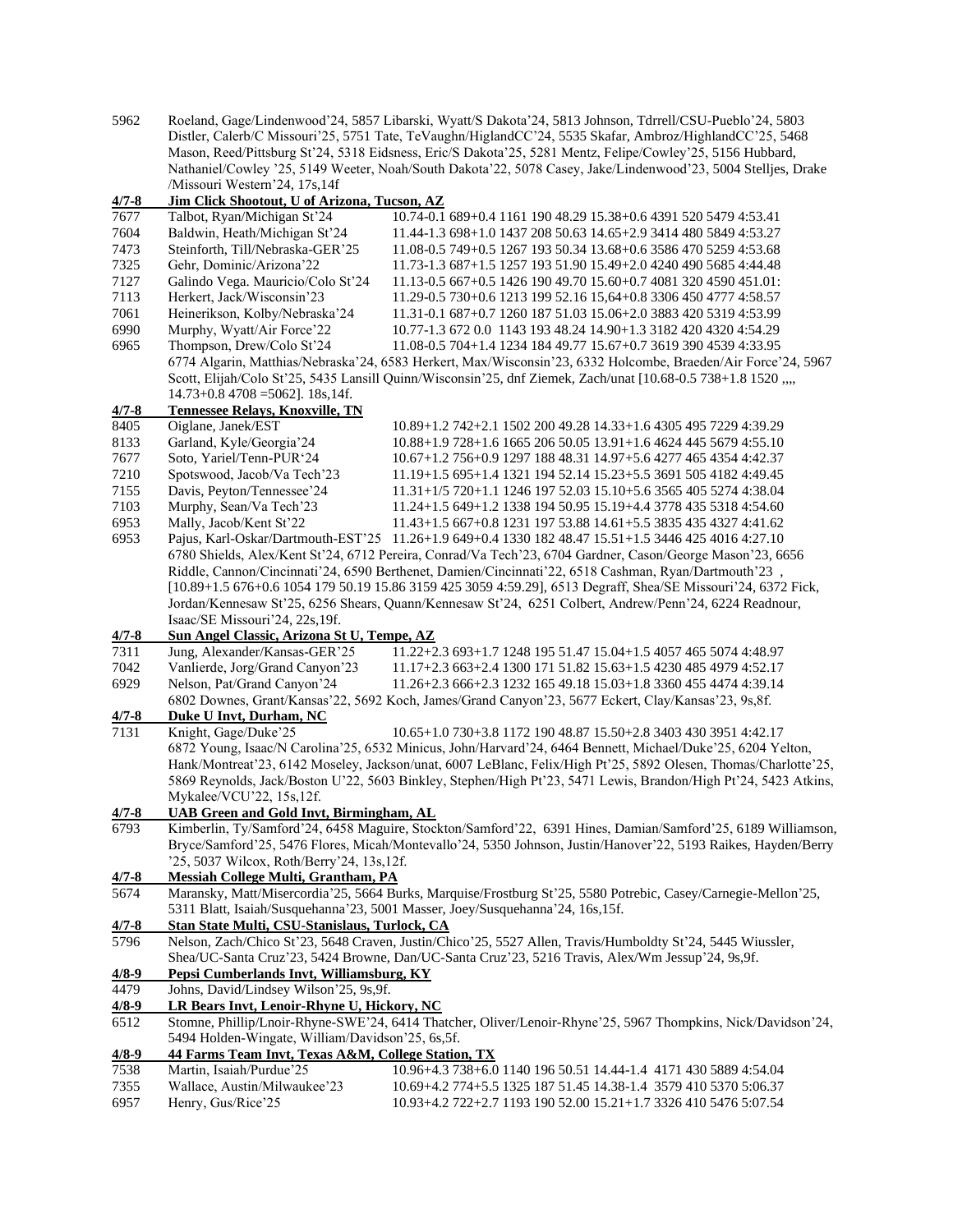5962 Roeland, Gage/Lindenwood'24, 5857 Libarski, Wyatt/S Dakota'24, 5813 Johnson, Tdrrell/CSU-Pueblo'24, 5803 Distler, Calerb/C Missouri'25, 5751 Tate, TeVaughn/HiglandCC'24, 5535 Skafar, Ambroz/HighlandCC'25, 5468 Mason, Reed/Pittsburg St'24, 5318 Eidsness, Eric/S Dakota'25, 5281 Mentz, Felipe/Cowley'25, 5156 Hubbard, Nathaniel/Cowley '25, 5149 Weeter, Noah/South Dakota'22, 5078 Casey, Jake/Lindenwood'23, 5004 Stelljes, Drake /Missouri Western'24, 17s,14f

**4/7-8 Jim Click Shootout, U of Arizona, Tucson, AZ**

| | | |
|---|---|---|
| 7677 | Talbot, Ryan/Michigan St'24 | 10.74-0.1 689+0.4 1161 190 48.29 15.38+0.6 4391 520 5479 4:53.41 |
| 7604 | Baldwin, Heath/Michigan St'24 | 11.44-1.3 698+1.0 1437 208 50.63 14.65+2.9 3414 480 5849 4:53.27 |
| 7473 | Steinforth, Till/Nebraska-GER'25 | 11.08-0.5 749+0.5 1267 193 50.34 13.68+0.6 3586 470 5259 4:53.68 |
| 7325 | Gehr, Dominic/Arizona'22 | 11.73-1.3 687+1.5 1257 193 51.90 15.49+2.0 4240 490 5685 4:44.48 |
| 7127 | Galindo Vega. Mauricio/Colo St'24 | 11.13-0.5 667+0.5 1426 190 49.70 15.60+0.7 4081 320 4590 451.01: |
| 7113 | Herkert, Jack/Wisconsin'23 | 11.29-0.5 730+0.6 1213 199 52.16 15,64+0.8 3306 450 4777 4:58.57 |
| 7061 | Heinerikson, Kolby/Nebraska'24 | 11.31-0.1 687+0.7 1260 187 51.03 15.06+2.0 3883 420 5319 4:53.99 |
| 6990 | Murphy, Wyatt/Air Force'22 | 10.77-1.3 672 0.0 1143 193 48.24 14.90+1.3 3182 420 4320 4:54.29 |
| 6965 | Thompson, Drew/Colo St'24 | 11.08-0.5 704+1.4 1234 184 49.77 15.67+0.7 3619 390 4539 4:33.95 |

6774 Algarin, Matthias/Nebraska'24, 6583 Herkert, Max/Wisconsin'23, 6332 Holcombe, Braeden/Air Force'24, 5967 Scott, Elijah/Colo St'25, 5435 Lansill Quinn/Wisconsin'25, dnf Ziemek, Zach/unat [10.68-0.5 738+1.8 1520 ,,,, 14.73+0.8 4708 =5062]. 18s,14f.

**4/7-8 Tennessee Relays, Knoxville, TN**

| | | |
|---|---|---|
| 8405 | Oiglane, Janek/EST | 10.89+1.2 742+2.1 1502 200 49.28 14.33+1.6 4305 495 7229 4:39.29 |
| 8133 | Garland, Kyle/Georgia'24 | 10.88+1.9 728+1.6 1665 206 50.05 13.91+1.6 4624 445 5679 4:55.10 |
| 7677 | Soto, Yariel/Tenn-PUR'24 | 10.67+1.2 756+0.9 1297 188 48.31 14.97+5.6 4277 465 4354 4:42.37 |
| 7210 | Spotswood, Jacob/Va Tech'23 | 11.19+1.5 695+1.4 1321 194 52.14 15.23+5.5 3691 505 4182 4:49.45 |
| 7155 | Davis, Peyton/Tennessee'24 | 11.31+1/5 720+1.1 1246 197 52.03 15.10+5.6 3565 405 5274 4:38.04 |
| 7103 | Murphy, Sean/Va Tech'23 | 11.24+1.5 649+1.2 1338 194 50.95 15.19+4.4 3778 435 5318 4:54.60 |
| 6953 | Mally, Jacob/Kent St'22 | 11.43+1.5 667+0.8 1231 197 53.88 14.61+5.5 3835 435 4327 4:41.62 |
| 6953 | Pajus, Karl-Oskar/Dartmouth-EST'25 | 11.26+1.9 649+0.4 1330 182 48.47 15.51+1.5 3446 425 4016 4:27.10 |

6780 Shields, Alex/Kent St'24, 6712 Pereira, Conrad/Va Tech'23, 6704 Gardner, Cason/George Mason'23, 6656 Riddle, Cannon/Cincinnati'24, 6590 Berthenet, Damien/Cincinnati'22, 6518 Cashman, Ryan/Dartmouth'23 , [10.89+1.5 676+0.6 1054 179 50.19 15.86 3159 425 3059 4:59.29], 6513 Degraff, Shea/SE Missouri'24, 6372 Fick, Jordan/Kennesaw St'25, 6256 Shears, Quann/Kennesaw St'24, 6251 Colbert, Andrew/Penn'24, 6224 Readnour, Isaac/SE Missouri'24, 22s,19f.

**4/7-8 Sun Angel Classic, Arizona St U, Tempe, AZ**

| | | |
|---|---|---|
| 7311 | Jung, Alexander/Kansas-GER'25 | 11.22+2.3 693+1.7 1248 195 51.47 15.04+1.5 4057 465 5074 4:48.97 |
| 7042 | Vanlierde, Jorg/Grand Canyon'23 | 11.17+2.3 663+2.4 1300 171 51.82 15.63+1.5 4230 485 4979 4:52.17 |
| 6929 | Nelson, Pat/Grand Canyon'24 | 11.26+2.3 666+2.3 1232 165 49.18 15.03+1.8 3360 455 4474 4:39.14 |

6802 Downes, Grant/Kansas'22, 5692 Koch, James/Grand Canyon'23, 5677 Eckert, Clay/Kansas'23, 9s,8f.

**4/7-8 Duke U Invt, Durham, NC**

| | | |
|---|---|---|
| 7131 | Knight, Gage/Duke'25 | 10.65+1.0 730+3.8 1172 190 48.87 15.50+2.8 3403 430 3951 4:42.17 |

6872 Young, Isaac/N Carolina'25, 6532 Minicus, John/Harvard'24, 6464 Bennett, Michael/Duke'25, 6204 Yelton, Hank/Montreat'23, 6142 Moseley, Jackson/unat, 6007 LeBlanc, Felix/High Pt'25, 5892 Olesen, Thomas/Charlotte'25, 5869 Reynolds, Jack/Boston U'22, 5603 Binkley, Stephen/High Pt'23, 5471 Lewis, Brandon/High Pt'24, 5423 Atkins, Mykalee/VCU'22, 15s,12f.

**4/7-8 UAB Green and Gold Invt, Birmingham, AL**

6793 Kimberlin, Ty/Samford'24, 6458 Maguire, Stockton/Samford'22, 6391 Hines, Damian/Samford'25, 6189 Williamson, Bryce/Samford'25, 5476 Flores, Micah/Montevallo'24, 5350 Johnson, Justin/Hanover'22, 5193 Raikes, Hayden/Berry '25, 5037 Wilcox, Roth/Berry'24, 13s,12f.

**4/7-8 Messiah College Multi, Grantham, PA**

5674 Maransky, Matt/Misercordia'25, 5664 Burks, Marquise/Frostburg St'25, 5580 Potrebic, Casey/Carnegie-Mellon'25, 5311 Blatt, Isaiah/Susquehanna'23, 5001 Masser, Joey/Susquehanna'24, 16s,15f.

**4/7-8 Stan State Multi, CSU-Stanislaus, Turlock, CA**

5796 Nelson, Zach/Chico St'23, 5648 Craven, Justin/Chico'25, 5527 Allen, Travis/Humboldty St'24, 5445 Wiussler, Shea/UC-Santa Cruz'23, 5424 Browne, Dan/UC-Santa Cruz'23, 5216 Travis, Alex/Wm Jessup'24, 9s,9f.

**4/8-9 Pepsi Cumberlands Invt, Williamsburg, KY**

4479 Johns, David/Lindsey Wilson'25, 9s,9f.

**4/8-9 LR Bears Invt, Lenoir-Rhyne U, Hickory, NC**

6512 Stomne, Phillip/Lnoir-Rhyne-SWE'24, 6414 Thatcher, Oliver/Lenoir-Rhyne'25, 5967 Thompkins, Nick/Davidson'24, 5494 Holden-Wingate, William/Davidson'25, 6s,5f.

**4/8-9 44 Farms Team Invt, Texas A&M, College Station, TX**

| | | |
|---|---|---|
| 7538 | Martin, Isaiah/Purdue'25 | 10.96+4.3 738+6.0 1140 196 50.51 14.44-1.4 4171 430 5889 4:54.04 |
| 7355 | Wallace, Austin/Milwaukee'23 | 10.69+4.2 774+5.5 1325 187 51.45 14.38-1.4 3579 410 5370 5:06.37 |
| 6957 | Henry, Gus/Rice'25 | 10.93+4.2 722+2.7 1193 190 52.00 15.21+1.7 3326 410 5476 5:07.54 |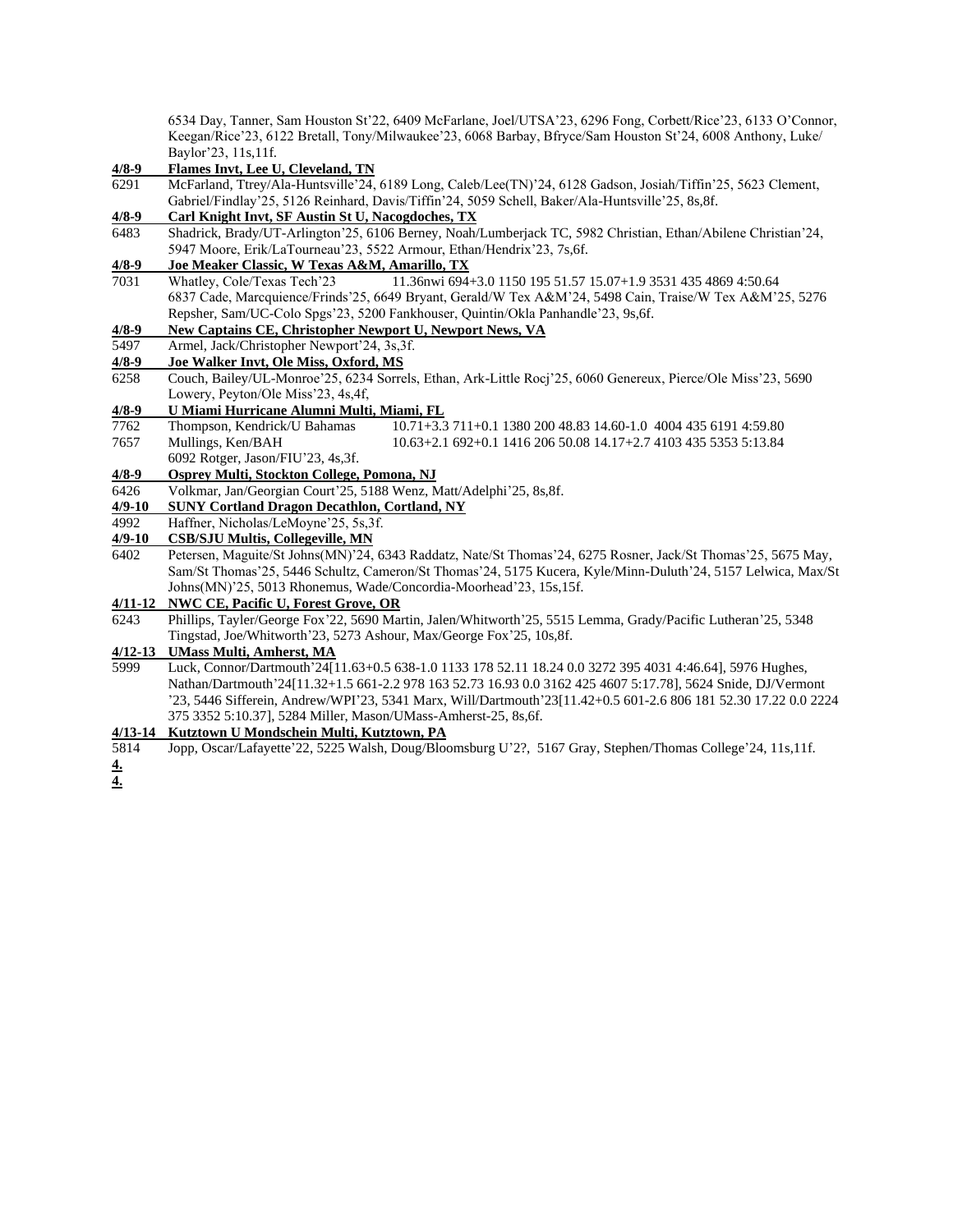6534 Day, Tanner, Sam Houston St'22, 6409 McFarlane, Joel/UTSA'23, 6296 Fong, Corbett/Rice'23, 6133 O'Connor, Keegan/Rice'23, 6122 Bretall, Tony/Milwaukee'23, 6068 Barbay, Bfryce/Sam Houston St'24, 6008 Anthony, Luke/ Baylor'23, 11s,11f.

**4/8-9 Flames Invt, Lee U, Cleveland, TN**

6291 McFarland, Ttrey/Ala-Huntsville'24, 6189 Long, Caleb/Lee(TN)'24, 6128 Gadson, Josiah/Tiffin'25, 5623 Clement, Gabriel/Findlay'25, 5126 Reinhard, Davis/Tiffin'24, 5059 Schell, Baker/Ala-Huntsville'25, 8s,8f.

**4/8-9 Carl Knight Invt, SF Austin St U, Nacogdoches, TX**

6483 Shadrick, Brady/UT-Arlington'25, 6106 Berney, Noah/Lumberjack TC, 5982 Christian, Ethan/Abilene Christian'24, 5947 Moore, Erik/LaTourneau'23, 5522 Armour, Ethan/Hendrix'23, 7s,6f.

**4/8-9 Joe Meaker Classic, W Texas A&M, Amarillo, TX**

7031 Whatley, Cole/Texas Tech'23 11.36nwi 694+3.0 1150 195 51.57 15.07+1.9 3531 435 4869 4:50.64
6837 Cade, Marcquience/Frinds'25, 6649 Bryant, Gerald/W Tex A&M'24, 5498 Cain, Traise/W Tex A&M'25, 5276 Repsher, Sam/UC-Colo Spgs'23, 5200 Fankhouser, Quintin/Okla Panhandle'23, 9s,6f.

**4/8-9 New Captains CE, Christopher Newport U, Newport News, VA**

5497 Armel, Jack/Christopher Newport'24, 3s,3f.

**4/8-9 Joe Walker Invt, Ole Miss, Oxford, MS**

6258 Couch, Bailey/UL-Monroe'25, 6234 Sorrels, Ethan, Ark-Little Rocj'25, 6060 Genereux, Pierce/Ole Miss'23, 5690 Lowery, Peyton/Ole Miss'23, 4s,4f,

**4/8-9 U Miami Hurricane Alumni Multi, Miami, FL**

7762 Thompson, Kendrick/U Bahamas 10.71+3.3 711+0.1 1380 200 48.83 14.60-1.0 4004 435 6191 4:59.80
7657 Mullings, Ken/BAH 10.63+2.1 692+0.1 1416 206 50.08 14.17+2.7 4103 435 5353 5:13.84
6092 Rotger, Jason/FIU'23, 4s,3f.

**4/8-9 Osprey Multi, Stockton College, Pomona, NJ**

6426 Volkmar, Jan/Georgian Court'25, 5188 Wenz, Matt/Adelphi'25, 8s,8f.

**4/9-10 SUNY Cortland Dragon Decathlon, Cortland, NY**

4992 Haffner, Nicholas/LeMoyne'25, 5s,3f.

**4/9-10 CSB/SJU Multis, Collegeville, MN**

6402 Petersen, Maguite/St Johns(MN)'24, 6343 Raddatz, Nate/St Thomas'24, 6275 Rosner, Jack/St Thomas'25, 5675 May, Sam/St Thomas'25, 5446 Schultz, Cameron/St Thomas'24, 5175 Kucera, Kyle/Minn-Duluth'24, 5157 Lelwica, Max/St Johns(MN)'25, 5013 Rhonemus, Wade/Concordia-Moorhead'23, 15s,15f.

**4/11-12 NWC CE, Pacific U, Forest Grove, OR**

6243 Phillips, Tayler/George Fox'22, 5690 Martin, Jalen/Whitworth'25, 5515 Lemma, Grady/Pacific Lutheran'25, 5348 Tingstad, Joe/Whitworth'23, 5273 Ashour, Max/George Fox'25, 10s,8f.

**4/12-13 UMass Multi, Amherst, MA**

5999 Luck, Connor/Dartmouth'24[11.63+0.5 638-1.0 1133 178 52.11 18.24 0.0 3272 395 4031 4:46.64], 5976 Hughes, Nathan/Dartmouth'24[11.32+1.5 661-2.2 978 163 52.73 16.93 0.0 3162 425 4607 5:17.78], 5624 Snide, DJ/Vermont '23, 5446 Sifferein, Andrew/WPI'23, 5341 Marx, Will/Dartmouth'23[11.42+0.5 601-2.6 806 181 52.30 17.22 0.0 2224 375 3352 5:10.37], 5284 Miller, Mason/UMass-Amherst-25, 8s,6f.

**4/13-14 Kutztown U Mondschein Multi, Kutztown, PA**

5814 Jopp, Oscar/Lafayette'22, 5225 Walsh, Doug/Bloomsburg U'2?, 5167 Gray, Stephen/Thomas College'24, 11s,11f.

**4.**

**4.**